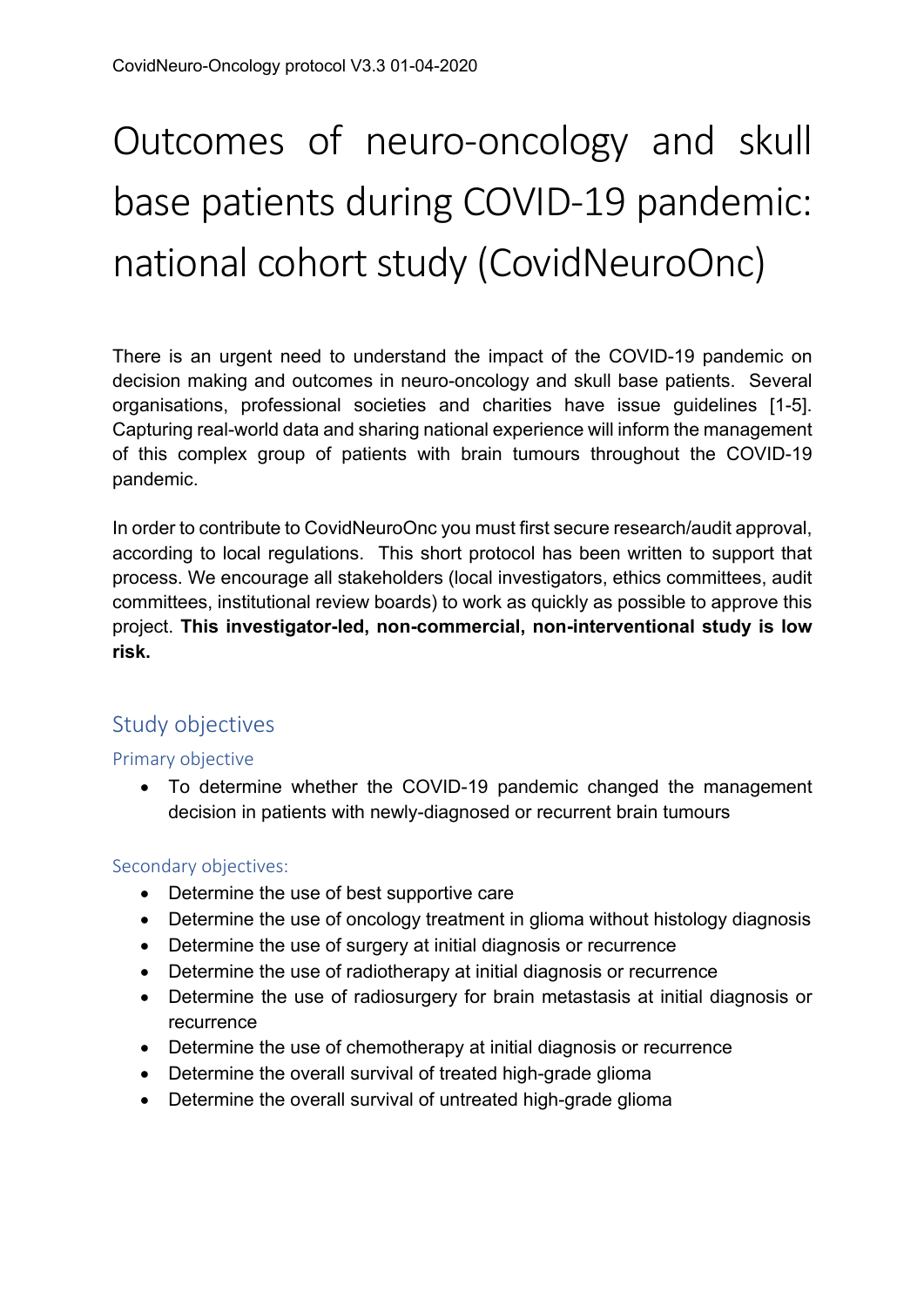# Outcomes of neuro-oncology and skull base patients during COVID-19 pandemic: national cohort study (CovidNeuroOnc)

There is an urgent need to understand the impact of the COVID-19 pandemic on decision making and outcomes in neuro-oncology and skull base patients. Several organisations, professional societies and charities have issue guidelines [1-5]. Capturing real-world data and sharing national experience will inform the management of this complex group of patients with brain tumours throughout the COVID-19 pandemic.

In order to contribute to CovidNeuroOnc you must first secure research/audit approval, according to local regulations. This short protocol has been written to support that process. We encourage all stakeholders (local investigators, ethics committees, audit committees, institutional review boards) to work as quickly as possible to approve this project. **This investigator-led, non-commercial, non-interventional study is low risk.**

## Study objectives

### Primary objective

- To determine whether the COVID-19 pandemic changed the management decision in patients with newly-diagnosed or recurrent brain tumours

### Secondary objectives:

- Determine the use of best supportive care
- Determine the use of oncology treatment in glioma without histology diagnosis
- Determine the use of surgery at initial diagnosis or recurrence
- Determine the use of radiotherapy at initial diagnosis or recurrence
- Determine the use of radiosurgery for brain metastasis at initial diagnosis or recurrence
- Determine the use of chemotherapy at initial diagnosis or recurrence
- Determine the overall survival of treated high-grade glioma
- Determine the overall survival of untreated high-grade glioma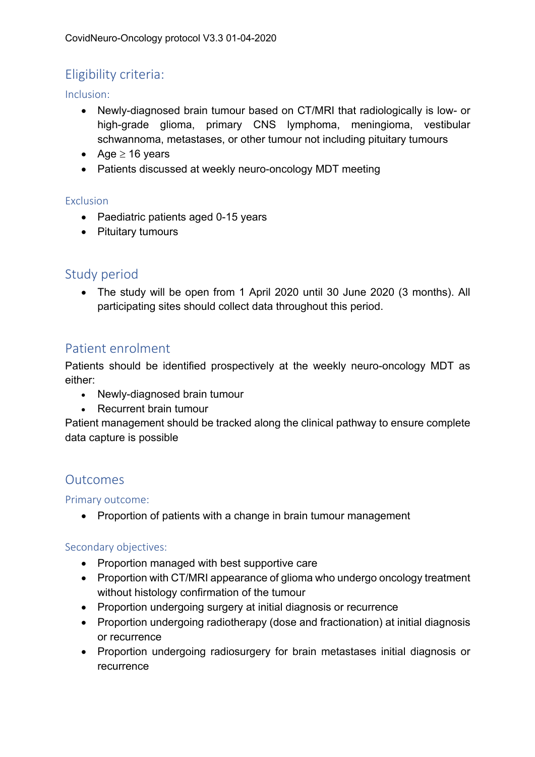## Eligibility criteria:

### Inclusion:

- Newly-diagnosed brain tumour based on CT/MRI that radiologically is low- or high-grade glioma, primary CNS lymphoma, meningioma, vestibular schwannoma, metastases, or other tumour not including pituitary tumours
- Age ≥ 16 years
- Patients discussed at weekly neuro-oncology MDT meeting

### Exclusion

- Paediatric patients aged 0-15 years
- Pituitary tumours

## Study period

- The study will be open from 1 April 2020 until 30 June 2020 (3 months). All participating sites should collect data throughout this period.

## Patient enrolment

Patients should be identified prospectively at the weekly neuro-oncology MDT as either:

- Newly-diagnosed brain tumour
- Recurrent brain tumour

Patient management should be tracked along the clinical pathway to ensure complete data capture is possible

## Outcomes

### Primary outcome:

- Proportion of patients with a change in brain tumour management

### Secondary objectives:

- Proportion managed with best supportive care
- Proportion with CT/MRI appearance of glioma who undergo oncology treatment without histology confirmation of the tumour
- Proportion undergoing surgery at initial diagnosis or recurrence
- Proportion undergoing radiotherapy (dose and fractionation) at initial diagnosis or recurrence
- Proportion undergoing radiosurgery for brain metastases initial diagnosis or recurrence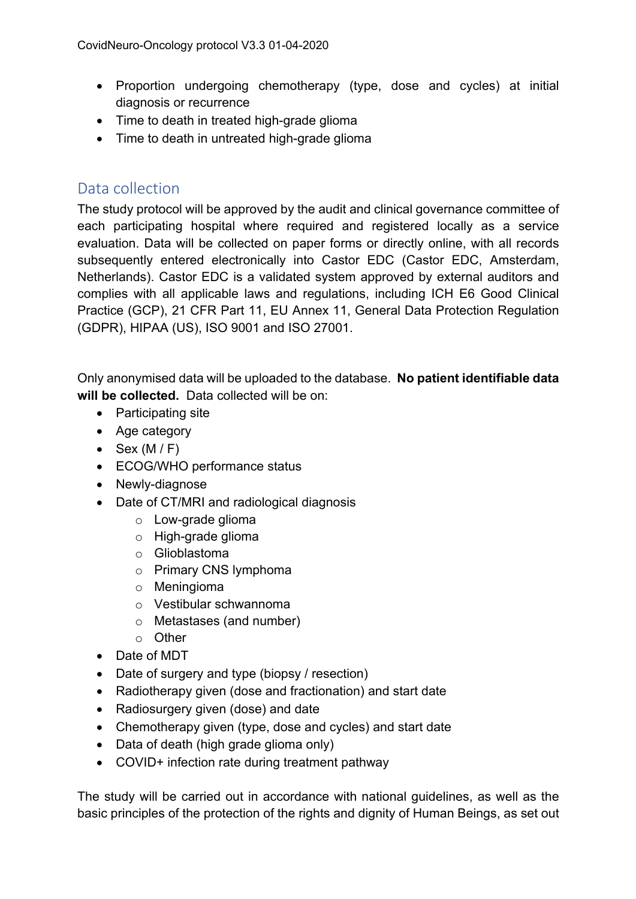- Proportion undergoing chemotherapy (type, dose and cycles) at initial diagnosis or recurrence
- Time to death in treated high-grade glioma
- Time to death in untreated high-grade glioma

## Data collection

The study protocol will be approved by the audit and clinical governance committee of each participating hospital where required and registered locally as a service evaluation. Data will be collected on paper forms or directly online, with all records subsequently entered electronically into Castor EDC (Castor EDC, Amsterdam, Netherlands). Castor EDC is a validated system approved by external auditors and complies with all applicable laws and regulations, including ICH E6 Good Clinical Practice (GCP), 21 CFR Part 11, EU Annex 11, General Data Protection Regulation (GDPR), HIPAA (US), ISO 9001 and ISO 27001.

Only anonymised data will be uploaded to the database. **No patient identifiable data will be collected.** Data collected will be on:

- Participating site
- Age category
- Sex (M / F)
- ECOG/WHO performance status
- Newly-diagnose
- Date of CT/MRI and radiological diagnosis
    - Low-grade glioma
    - High-grade glioma
    - Glioblastoma
    - Primary CNS lymphoma
    - Meningioma
    - Vestibular schwannoma
    - Metastases (and number)
    - Other
- Date of MDT
- Date of surgery and type (biopsy / resection)
- Radiotherapy given (dose and fractionation) and start date
- Radiosurgery given (dose) and date
- Chemotherapy given (type, dose and cycles) and start date
- Data of death (high grade glioma only)
- COVID+ infection rate during treatment pathway

The study will be carried out in accordance with national guidelines, as well as the basic principles of the protection of the rights and dignity of Human Beings, as set out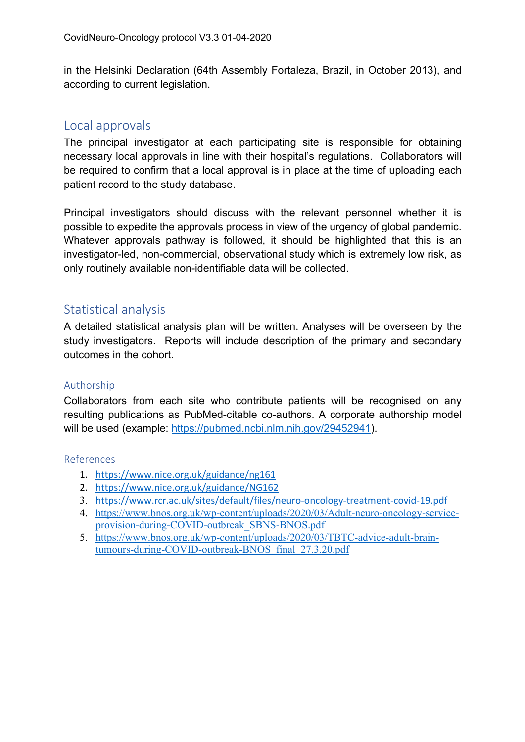in the Helsinki Declaration (64th Assembly Fortaleza, Brazil, in October 2013), and according to current legislation.

## Local approvals

The principal investigator at each participating site is responsible for obtaining necessary local approvals in line with their hospital's regulations. Collaborators will be required to confirm that a local approval is in place at the time of uploading each patient record to the study database.

Principal investigators should discuss with the relevant personnel whether it is possible to expedite the approvals process in view of the urgency of global pandemic. Whatever approvals pathway is followed, it should be highlighted that this is an investigator-led, non-commercial, observational study which is extremely low risk, as only routinely available non-identifiable data will be collected.

## Statistical analysis

A detailed statistical analysis plan will be written. Analyses will be overseen by the study investigators. Reports will include description of the primary and secondary outcomes in the cohort.

### Authorship

Collaborators from each site who contribute patients will be recognised on any resulting publications as PubMed-citable co-authors. A corporate authorship model will be used (example: https://pubmed.ncbi.nlm.nih.gov/29452941).

### References

1. https://www.nice.org.uk/guidance/ng161
2. https://www.nice.org.uk/guidance/NG162
3. https://www.rcr.ac.uk/sites/default/files/neuro-oncology-treatment-covid-19.pdf
4. https://www.bnos.org.uk/wp-content/uploads/2020/03/Adult-neuro-oncology-service-provision-during-COVID-outbreak_SBNS-BNOS.pdf
5. https://www.bnos.org.uk/wp-content/uploads/2020/03/TBTC-advice-adult-brain-tumours-during-COVID-outbreak-BNOS_final_27.3.20.pdf